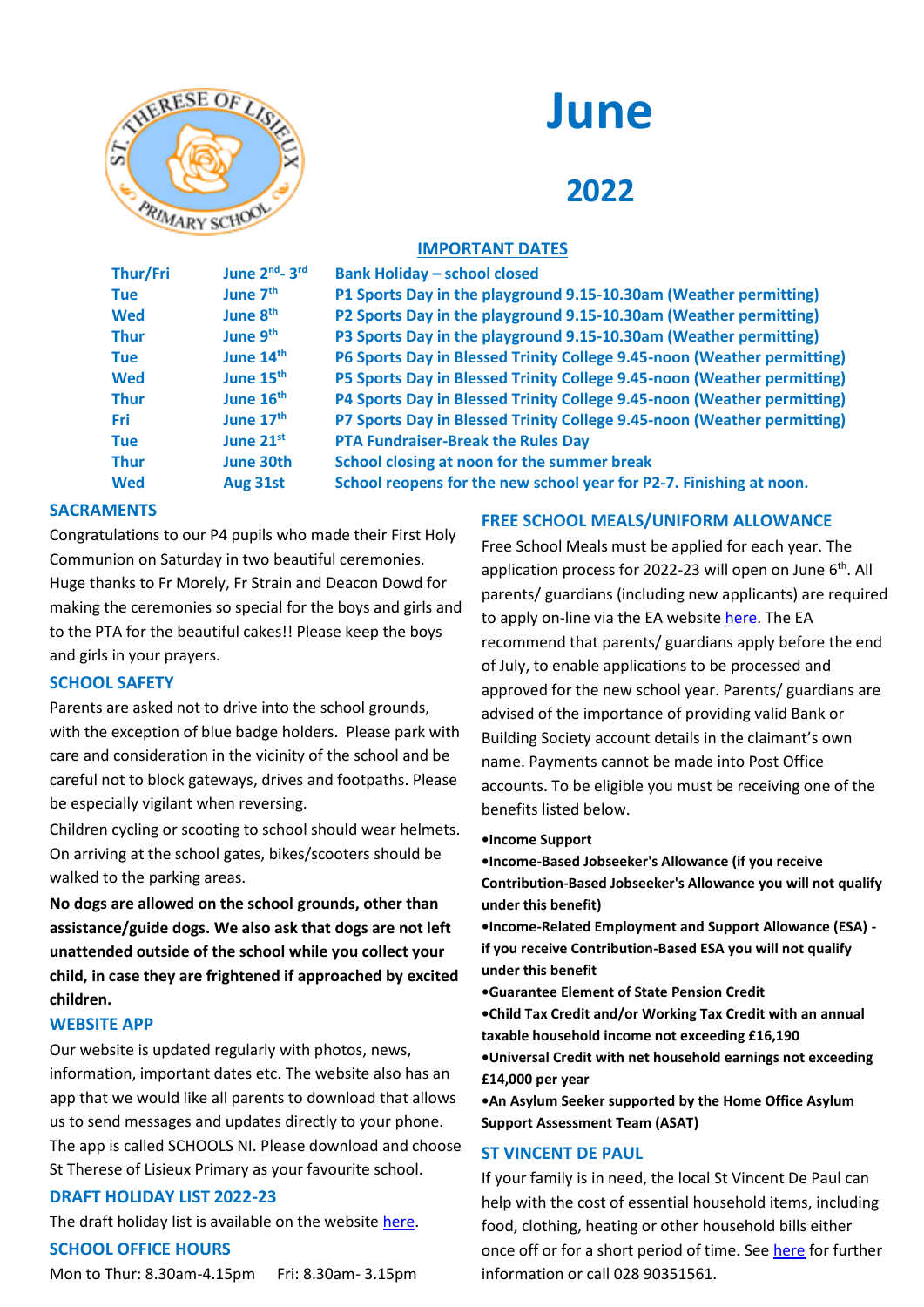# June

## 2022

### IMPORTANT DATES

| | | |
|---|---|---|
| Thur/Fri | June 2nd- 3rd | Bank Holiday – school closed |
| Tue | June 7th | P1 Sports Day in the playground 9.15-10.30am (Weather permitting) |
| Wed | June 8th | P2 Sports Day in the playground 9.15-10.30am (Weather permitting) |
| Thur | June 9th | P3 Sports Day in the playground 9.15-10.30am (Weather permitting) |
| Tue | June 14th | P6 Sports Day in Blessed Trinity College 9.45-noon (Weather permitting) |
| Wed | June 15th | P5 Sports Day in Blessed Trinity College 9.45-noon (Weather permitting) |
| Thur | June 16th | P4 Sports Day in Blessed Trinity College 9.45-noon (Weather permitting) |
| Fri | June 17th | P7 Sports Day in Blessed Trinity College 9.45-noon (Weather permitting) |
| Tue | June 21st | PTA Fundraiser-Break the Rules Day |
| Thur | June 30th | School closing at noon for the summer break |
| Wed | Aug 31st | School reopens for the new school year for P2-7. Finishing at noon. |

### SACRAMENTS

Congratulations to our P4 pupils who made their First Holy Communion on Saturday in two beautiful ceremonies. Huge thanks to Fr Morely, Fr Strain and Deacon Dowd for making the ceremonies so special for the boys and girls and to the PTA for the beautiful cakes!! Please keep the boys and girls in your prayers.

### SCHOOL SAFETY

Parents are asked not to drive into the school grounds, with the exception of blue badge holders. Please park with care and consideration in the vicinity of the school and be careful not to block gateways, drives and footpaths. Please be especially vigilant when reversing.

Children cycling or scooting to school should wear helmets. On arriving at the school gates, bikes/scooters should be walked to the parking areas.

**No dogs are allowed on the school grounds, other than assistance/guide dogs. We also ask that dogs are not left unattended outside of the school while you collect your child, in case they are frightened if approached by excited children.**

### WEBSITE APP

Our website is updated regularly with photos, news, information, important dates etc. The website also has an app that we would like all parents to download that allows us to send messages and updates directly to your phone. The app is called SCHOOLS NI. Please download and choose St Therese of Lisieux Primary as your favourite school.

### DRAFT HOLIDAY LIST 2022-23

The draft holiday list is available on the website here.

### SCHOOL OFFICE HOURS

Mon to Thur: 8.30am-4.15pm     Fri: 8.30am- 3.15pm

### FREE SCHOOL MEALS/UNIFORM ALLOWANCE

Free School Meals must be applied for each year. The application process for 2022-23 will open on June 6th. All parents/ guardians (including new applicants) are required to apply on-line via the EA website here. The EA recommend that parents/ guardians apply before the end of July, to enable applications to be processed and approved for the new school year. Parents/ guardians are advised of the importance of providing valid Bank or Building Society account details in the claimant's own name. Payments cannot be made into Post Office accounts. To be eligible you must be receiving one of the benefits listed below.

- **Income Support**
- **Income-Based Jobseeker's Allowance (if you receive Contribution-Based Jobseeker's Allowance you will not qualify under this benefit)**
- **Income-Related Employment and Support Allowance (ESA) - if you receive Contribution-Based ESA you will not qualify under this benefit**
- **Guarantee Element of State Pension Credit**
- **Child Tax Credit and/or Working Tax Credit with an annual taxable household income not exceeding £16,190**
- **Universal Credit with net household earnings not exceeding £14,000 per year**
- **An Asylum Seeker supported by the Home Office Asylum Support Assessment Team (ASAT)**

### ST VINCENT DE PAUL

If your family is in need, the local St Vincent De Paul can help with the cost of essential household items, including food, clothing, heating or other household bills either once off or for a short period of time. See here for further information or call 028 90351561.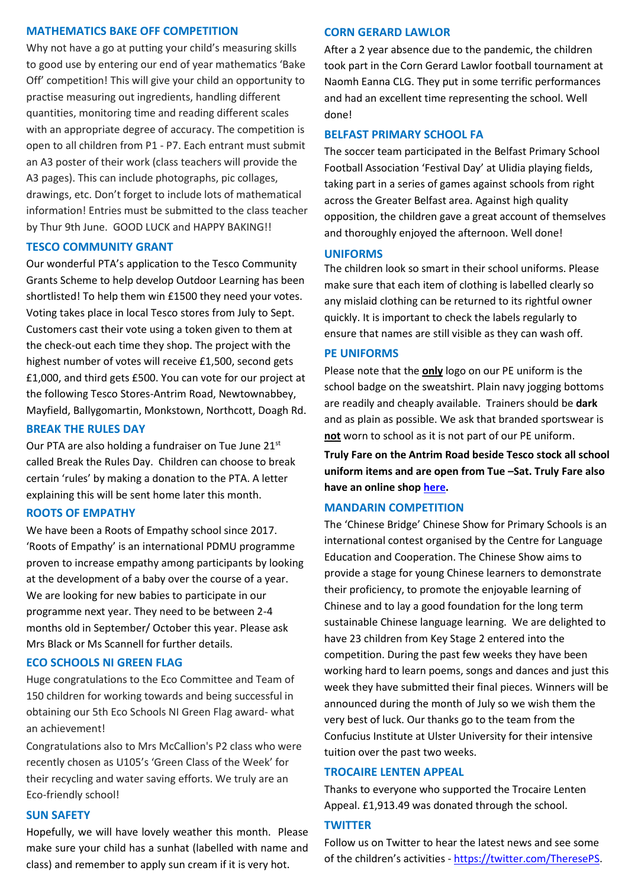## MATHEMATICS BAKE OFF COMPETITION

Why not have a go at putting your child's measuring skills to good use by entering our end of year mathematics 'Bake Off' competition! This will give your child an opportunity to practise measuring out ingredients, handling different quantities, monitoring time and reading different scales with an appropriate degree of accuracy. The competition is open to all children from P1 - P7. Each entrant must submit an A3 poster of their work (class teachers will provide the A3 pages). This can include photographs, pic collages, drawings, etc. Don't forget to include lots of mathematical information! Entries must be submitted to the class teacher by Thur 9th June. GOOD LUCK and HAPPY BAKING!!

## TESCO COMMUNITY GRANT

Our wonderful PTA's application to the Tesco Community Grants Scheme to help develop Outdoor Learning has been shortlisted! To help them win £1500 they need your votes. Voting takes place in local Tesco stores from July to Sept. Customers cast their vote using a token given to them at the check-out each time they shop. The project with the highest number of votes will receive £1,500, second gets £1,000, and third gets £500. You can vote for our project at the following Tesco Stores-Antrim Road, Newtownabbey, Mayfield, Ballygomartin, Monkstown, Northcott, Doagh Rd.

## BREAK THE RULES DAY

Our PTA are also holding a fundraiser on Tue June 21st called Break the Rules Day. Children can choose to break certain 'rules' by making a donation to the PTA. A letter explaining this will be sent home later this month.

## ROOTS OF EMPATHY

We have been a Roots of Empathy school since 2017. 'Roots of Empathy' is an international PDMU programme proven to increase empathy among participants by looking at the development of a baby over the course of a year. We are looking for new babies to participate in our programme next year. They need to be between 2-4 months old in September/ October this year. Please ask Mrs Black or Ms Scannell for further details.

## ECO SCHOOLS NI GREEN FLAG

Huge congratulations to the Eco Committee and Team of 150 children for working towards and being successful in obtaining our 5th Eco Schools NI Green Flag award- what an achievement!

Congratulations also to Mrs McCallion's P2 class who were recently chosen as U105's 'Green Class of the Week' for their recycling and water saving efforts. We truly are an Eco-friendly school!

## SUN SAFETY

Hopefully, we will have lovely weather this month. Please make sure your child has a sunhat (labelled with name and class) and remember to apply sun cream if it is very hot.

## CORN GERARD LAWLOR

After a 2 year absence due to the pandemic, the children took part in the Corn Gerard Lawlor football tournament at Naomh Eanna CLG. They put in some terrific performances and had an excellent time representing the school. Well done!

## BELFAST PRIMARY SCHOOL FA

The soccer team participated in the Belfast Primary School Football Association 'Festival Day' at Ulidia playing fields, taking part in a series of games against schools from right across the Greater Belfast area. Against high quality opposition, the children gave a great account of themselves and thoroughly enjoyed the afternoon. Well done!

## UNIFORMS

The children look so smart in their school uniforms. Please make sure that each item of clothing is labelled clearly so any mislaid clothing can be returned to its rightful owner quickly. It is important to check the labels regularly to ensure that names are still visible as they can wash off.

## PE UNIFORMS

Please note that the **only** logo on our PE uniform is the school badge on the sweatshirt. Plain navy jogging bottoms are readily and cheaply available. Trainers should be **dark** and as plain as possible. We ask that branded sportswear is **not** worn to school as it is not part of our PE uniform.

**Truly Fare on the Antrim Road beside Tesco stock all school uniform items and are open from Tue –Sat. Truly Fare also have an online shop here.**

## MANDARIN COMPETITION

The 'Chinese Bridge' Chinese Show for Primary Schools is an international contest organised by the Centre for Language Education and Cooperation. The Chinese Show aims to provide a stage for young Chinese learners to demonstrate their proficiency, to promote the enjoyable learning of Chinese and to lay a good foundation for the long term sustainable Chinese language learning. We are delighted to have 23 children from Key Stage 2 entered into the competition. During the past few weeks they have been working hard to learn poems, songs and dances and just this week they have submitted their final pieces. Winners will be announced during the month of July so we wish them the very best of luck. Our thanks go to the team from the Confucius Institute at Ulster University for their intensive tuition over the past two weeks.

## TROCAIRE LENTEN APPEAL

Thanks to everyone who supported the Trocaire Lenten Appeal. £1,913.49 was donated through the school.

## TWITTER

Follow us on Twitter to hear the latest news and see some of the children's activities - https://twitter.com/TheresePS.